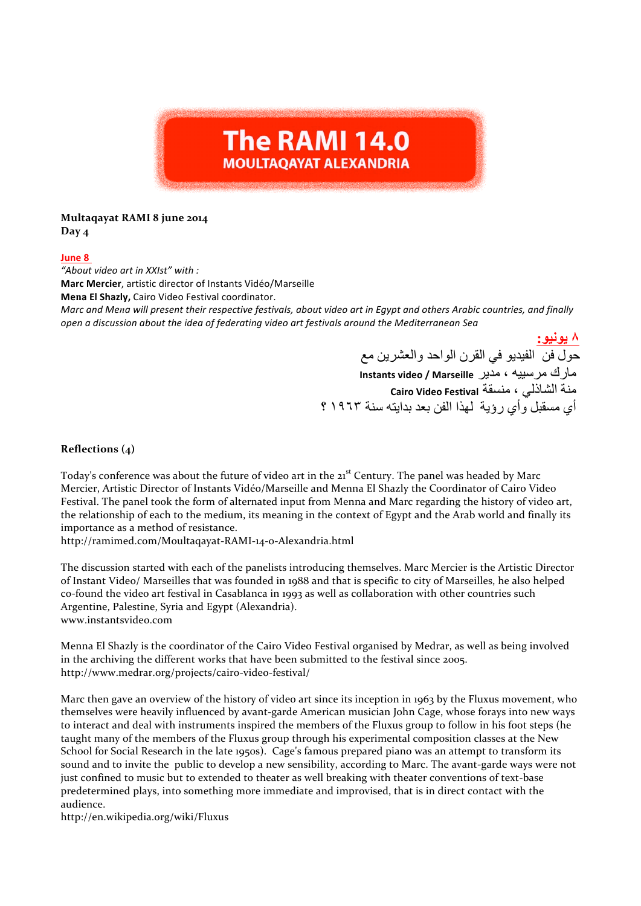# The RAMI 14.0
## MOULTAQAYAT ALEXANDRIA

**Multaqayat RAMI 8 june 2014**
**Day 4**

**June 8**
*"About video art in XXIst" with :*
**Marc Mercier**, artistic director of Instants Vidéo/Marseille
**Mena El Shazly,** Cairo Video Festival coordinator.
*Marc and Mena will present their respective festivals, about video art in Egypt and others Arabic countries, and finally open a discussion about the idea of federating video art festivals around the Mediterranean Sea*

**٨ يونيو:**
حول فن الفيديو في القرن الواحد والعشرين مع
مارك مرسييه ، مدير **Instants video / Marseille**
منة الشاذلي ، منسقة **Cairo Video Festival**
أي مستقبل وأي رؤية لهذا الفن بعد بدايته سنة ١٩٦٣ ؟

**Reflections (4)**

Today's conference was about the future of video art in the 21st Century. The panel was headed by Marc Mercier, Artistic Director of Instants Vidéo/Marseille and Menna El Shazly the Coordinator of Cairo Video Festival. The panel took the form of alternated input from Menna and Marc regarding the history of video art, the relationship of each to the medium, its meaning in the context of Egypt and the Arab world and finally its importance as a method of resistance.
http://ramimed.com/Moultaqayat-RAMI-14-0-Alexandria.html

The discussion started with each of the panelists introducing themselves. Marc Mercier is the Artistic Director of Instant Video/ Marseilles that was founded in 1988 and that is specific to city of Marseilles, he also helped co-found the video art festival in Casablanca in 1993 as well as collaboration with other countries such Argentine, Palestine, Syria and Egypt (Alexandria).
www.instantsvideo.com

Menna El Shazly is the coordinator of the Cairo Video Festival organised by Medrar, as well as being involved in the archiving the different works that have been submitted to the festival since 2005.
http://www.medrar.org/projects/cairo-video-festival/

Marc then gave an overview of the history of video art since its inception in 1963 by the Fluxus movement, who themselves were heavily influenced by avant-garde American musician John Cage, whose forays into new ways to interact and deal with instruments inspired the members of the Fluxus group to follow in his foot steps (he taught many of the members of the Fluxus group through his experimental composition classes at the New School for Social Research in the late 1950s). Cage's famous prepared piano was an attempt to transform its sound and to invite the public to develop a new sensibility, according to Marc. The avant-garde ways were not just confined to music but to extended to theater as well breaking with theater conventions of text-base predetermined plays, into something more immediate and improvised, that is in direct contact with the audience.
http://en.wikipedia.org/wiki/Fluxus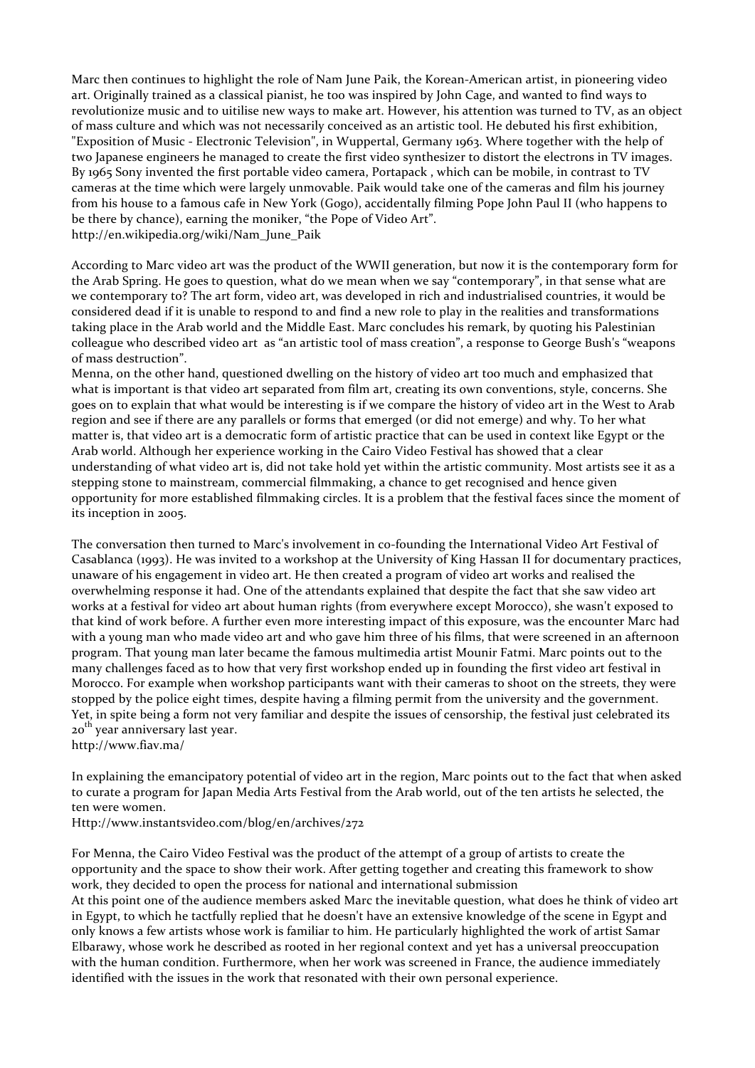Marc then continues to highlight the role of Nam June Paik, the Korean-American artist, in pioneering video art. Originally trained as a classical pianist, he too was inspired by John Cage, and wanted to find ways to revolutionize music and to uitilise new ways to make art. However, his attention was turned to TV, as an object of mass culture and which was not necessarily conceived as an artistic tool. He debuted his first exhibition, "Exposition of Music - Electronic Television", in Wuppertal, Germany 1963. Where together with the help of two Japanese engineers he managed to create the first video synthesizer to distort the electrons in TV images. By 1965 Sony invented the first portable video camera, Portapack , which can be mobile, in contrast to TV cameras at the time which were largely unmovable. Paik would take one of the cameras and film his journey from his house to a famous cafe in New York (Gogo), accidentally filming Pope John Paul II (who happens to be there by chance), earning the moniker, "the Pope of Video Art".
http://en.wikipedia.org/wiki/Nam_June_Paik

According to Marc video art was the product of the WWII generation, but now it is the contemporary form for the Arab Spring. He goes to question, what do we mean when we say "contemporary", in that sense what are we contemporary to? The art form, video art, was developed in rich and industrialised countries, it would be considered dead if it is unable to respond to and find a new role to play in the realities and transformations taking place in the Arab world and the Middle East. Marc concludes his remark, by quoting his Palestinian colleague who described video art as "an artistic tool of mass creation", a response to George Bush's "weapons of mass destruction".
Menna, on the other hand, questioned dwelling on the history of video art too much and emphasized that what is important is that video art separated from film art, creating its own conventions, style, concerns. She goes on to explain that what would be interesting is if we compare the history of video art in the West to Arab region and see if there are any parallels or forms that emerged (or did not emerge) and why. To her what matter is, that video art is a democratic form of artistic practice that can be used in context like Egypt or the Arab world. Although her experience working in the Cairo Video Festival has showed that a clear understanding of what video art is, did not take hold yet within the artistic community. Most artists see it as a stepping stone to mainstream, commercial filmmaking, a chance to get recognised and hence given opportunity for more established filmmaking circles. It is a problem that the festival faces since the moment of its inception in 2005.

The conversation then turned to Marc's involvement in co-founding the International Video Art Festival of Casablanca (1993). He was invited to a workshop at the University of King Hassan II for documentary practices, unaware of his engagement in video art. He then created a program of video art works and realised the overwhelming response it had. One of the attendants explained that despite the fact that she saw video art works at a festival for video art about human rights (from everywhere except Morocco), she wasn't exposed to that kind of work before. A further even more interesting impact of this exposure, was the encounter Marc had with a young man who made video art and who gave him three of his films, that were screened in an afternoon program. That young man later became the famous multimedia artist Mounir Fatmi. Marc points out to the many challenges faced as to how that very first workshop ended up in founding the first video art festival in Morocco. For example when workshop participants want with their cameras to shoot on the streets, they were stopped by the police eight times, despite having a filming permit from the university and the government. Yet, in spite being a form not very familiar and despite the issues of censorship, the festival just celebrated its 20th year anniversary last year.
http://www.fiav.ma/

In explaining the emancipatory potential of video art in the region, Marc points out to the fact that when asked to curate a program for Japan Media Arts Festival from the Arab world, out of the ten artists he selected, the ten were women.
Http://www.instantsvideo.com/blog/en/archives/272

For Menna, the Cairo Video Festival was the product of the attempt of a group of artists to create the opportunity and the space to show their work. After getting together and creating this framework to show work, they decided to open the process for national and international submission
At this point one of the audience members asked Marc the inevitable question, what does he think of video art in Egypt, to which he tactfully replied that he doesn't have an extensive knowledge of the scene in Egypt and only knows a few artists whose work is familiar to him. He particularly highlighted the work of artist Samar Elbarawy, whose work he described as rooted in her regional context and yet has a universal preoccupation with the human condition. Furthermore, when her work was screened in France, the audience immediately identified with the issues in the work that resonated with their own personal experience.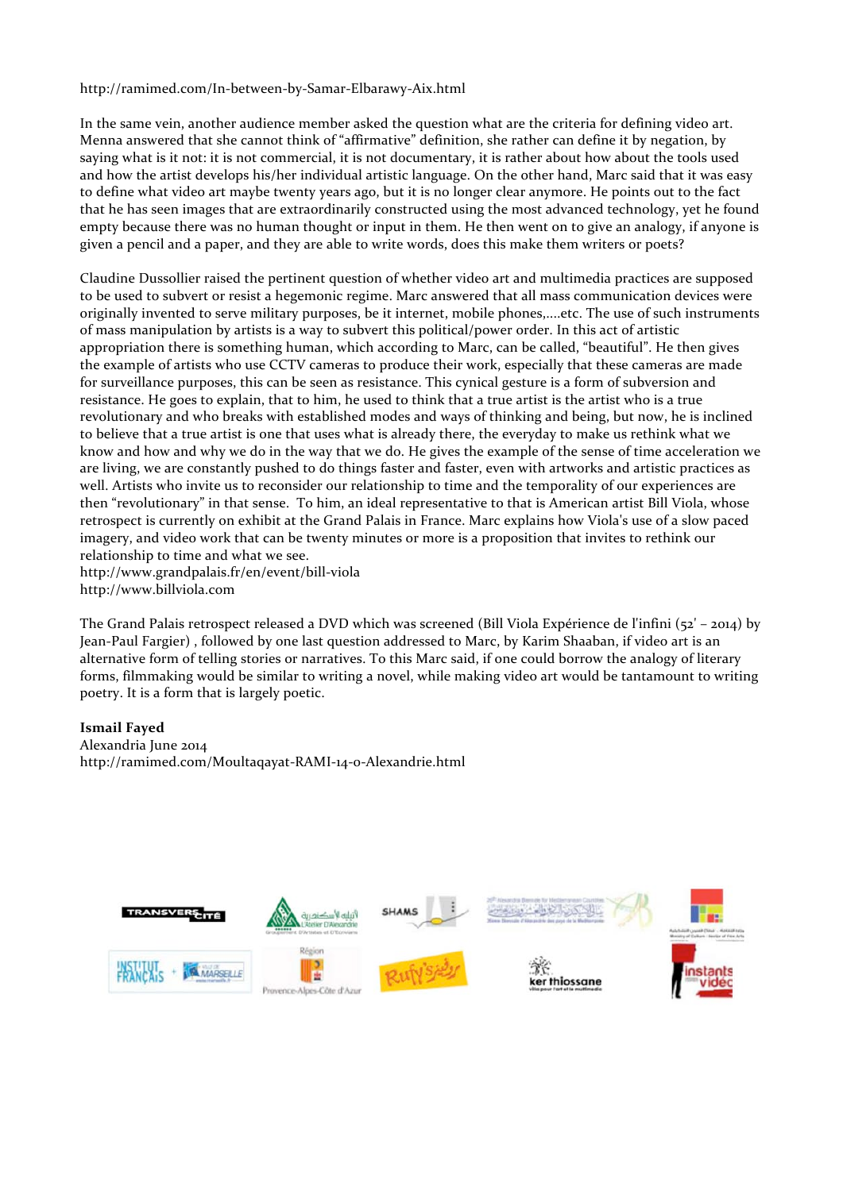http://ramimed.com/In-between-by-Samar-Elbarawy-Aix.html

In the same vein, another audience member asked the question what are the criteria for defining video art. Menna answered that she cannot think of "affirmative" definition, she rather can define it by negation, by saying what is it not: it is not commercial, it is not documentary, it is rather about how about the tools used and how the artist develops his/her individual artistic language. On the other hand, Marc said that it was easy to define what video art maybe twenty years ago, but it is no longer clear anymore. He points out to the fact that he has seen images that are extraordinarily constructed using the most advanced technology, yet he found empty because there was no human thought or input in them. He then went on to give an analogy, if anyone is given a pencil and a paper, and they are able to write words, does this make them writers or poets?

Claudine Dussollier raised the pertinent question of whether video art and multimedia practices are supposed to be used to subvert or resist a hegemonic regime. Marc answered that all mass communication devices were originally invented to serve military purposes, be it internet, mobile phones,....etc. The use of such instruments of mass manipulation by artists is a way to subvert this political/power order. In this act of artistic appropriation there is something human, which according to Marc, can be called, "beautiful". He then gives the example of artists who use CCTV cameras to produce their work, especially that these cameras are made for surveillance purposes, this can be seen as resistance. This cynical gesture is a form of subversion and resistance. He goes to explain, that to him, he used to think that a true artist is the artist who is a true revolutionary and who breaks with established modes and ways of thinking and being, but now, he is inclined to believe that a true artist is one that uses what is already there, the everyday to make us rethink what we know and how and why we do in the way that we do. He gives the example of the sense of time acceleration we are living, we are constantly pushed to do things faster and faster, even with artworks and artistic practices as well. Artists who invite us to reconsider our relationship to time and the temporality of our experiences are then "revolutionary" in that sense. To him, an ideal representative to that is American artist Bill Viola, whose retrospect is currently on exhibit at the Grand Palais in France. Marc explains how Viola's use of a slow paced imagery, and video work that can be twenty minutes or more is a proposition that invites to rethink our relationship to time and what we see.
http://www.grandpalais.fr/en/event/bill-viola
http://www.billviola.com

The Grand Palais retrospect released a DVD which was screened (Bill Viola Expérience de l'infini (52' – 2014) by Jean-Paul Fargier) , followed by one last question addressed to Marc, by Karim Shaaban, if video art is an alternative form of telling stories or narratives. To this Marc said, if one could borrow the analogy of literary forms, filmmaking would be similar to writing a novel, while making video art would be tantamount to writing poetry. It is a form that is largely poetic.

**Ismail Fayed**
Alexandria June 2014
http://ramimed.com/Moultaqayat-RAMI-14-0-Alexandrie.html